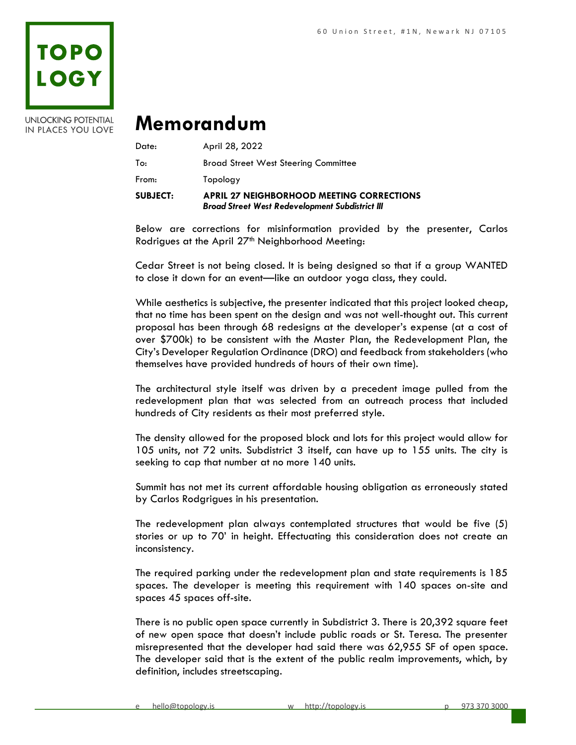TOPO
LOGY

UNLOCKING POTENTIAL
IN PLACES YOU LOVE

60 Union Street, #1N, Newark NJ 07105

# Memorandum

Date: April 28, 2022

To: Broad Street West Steering Committee

From: Topology

**SUBJECT: APRIL 27 NEIGHBORHOOD MEETING CORRECTIONS**
***Broad Street West Redevelopment Subdistrict III***

Below are corrections for misinformation provided by the presenter, Carlos Rodrigues at the April 27th Neighborhood Meeting:

Cedar Street is not being closed. It is being designed so that if a group WANTED to close it down for an event—like an outdoor yoga class, they could.

While aesthetics is subjective, the presenter indicated that this project looked cheap, that no time has been spent on the design and was not well-thought out. This current proposal has been through 68 redesigns at the developer's expense (at a cost of over $700k) to be consistent with the Master Plan, the Redevelopment Plan, the City's Developer Regulation Ordinance (DRO) and feedback from stakeholders (who themselves have provided hundreds of hours of their own time).

The architectural style itself was driven by a precedent image pulled from the redevelopment plan that was selected from an outreach process that included hundreds of City residents as their most preferred style.

The density allowed for the proposed block and lots for this project would allow for 105 units, not 72 units. Subdistrict 3 itself, can have up to 155 units. The city is seeking to cap that number at no more 140 units.

Summit has not met its current affordable housing obligation as erroneously stated by Carlos Rodgrigues in his presentation.

The redevelopment plan always contemplated structures that would be five (5) stories or up to 70' in height. Effectuating this consideration does not create an inconsistency.

The required parking under the redevelopment plan and state requirements is 185 spaces. The developer is meeting this requirement with 140 spaces on-site and spaces 45 spaces off-site.

There is no public open space currently in Subdistrict 3. There is 20,392 square feet of new open space that doesn't include public roads or St. Teresa. The presenter misrepresented that the developer had said there was 62,955 SF of open space. The developer said that is the extent of the public realm improvements, which, by definition, includes streetscaping.

e hello@topology.is w http://topology.is p 973 370 3000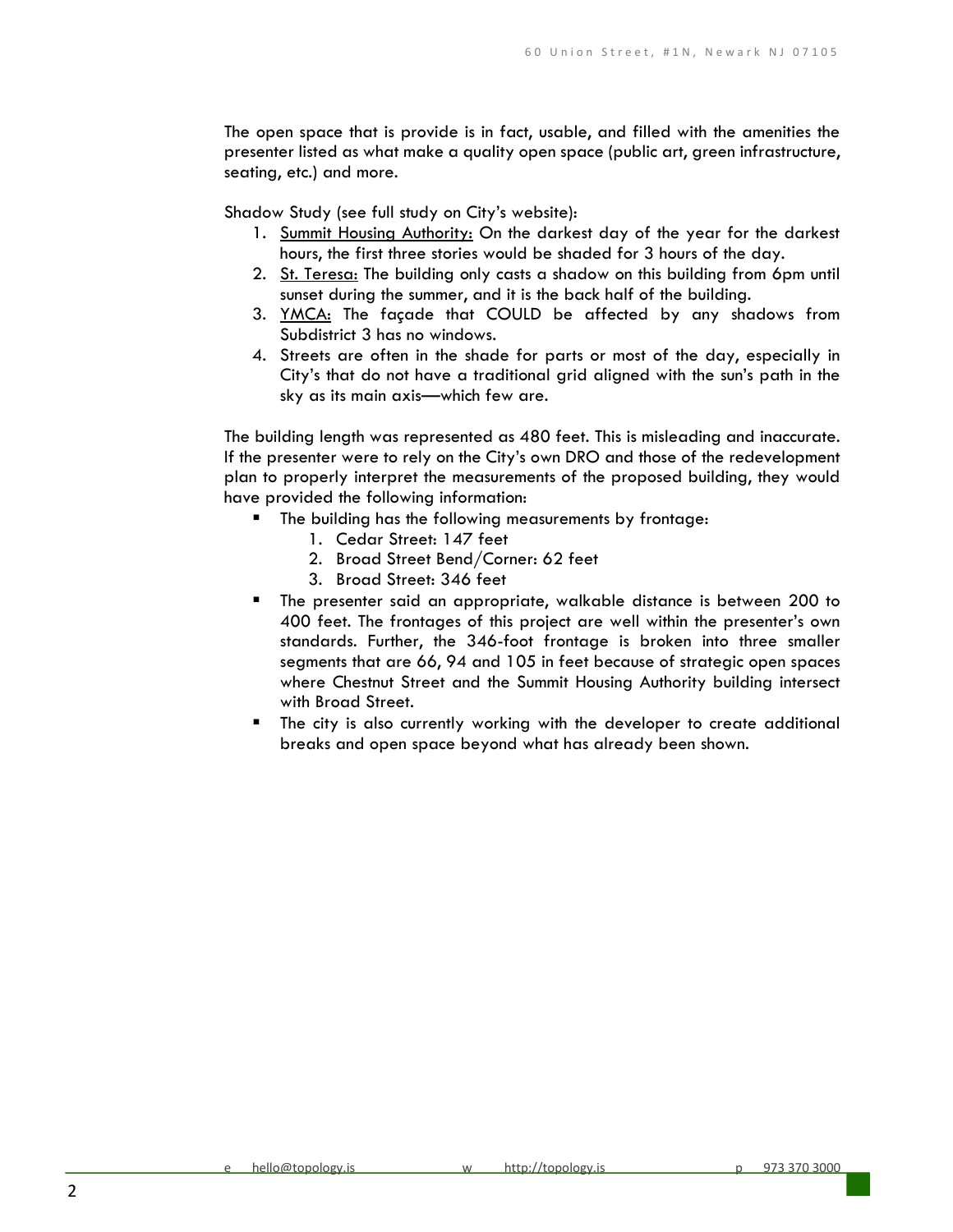The open space that is provide is in fact, usable, and filled with the amenities the presenter listed as what make a quality open space (public art, green infrastructure, seating, etc.) and more.

Shadow Study (see full study on City's website):

1. Summit Housing Authority: On the darkest day of the year for the darkest hours, the first three stories would be shaded for 3 hours of the day.
2. St. Teresa: The building only casts a shadow on this building from 6pm until sunset during the summer, and it is the back half of the building.
3. YMCA: The façade that COULD be affected by any shadows from Subdistrict 3 has no windows.
4. Streets are often in the shade for parts or most of the day, especially in City's that do not have a traditional grid aligned with the sun's path in the sky as its main axis—which few are.

The building length was represented as 480 feet. This is misleading and inaccurate. If the presenter were to rely on the City's own DRO and those of the redevelopment plan to properly interpret the measurements of the proposed building, they would have provided the following information:

- The building has the following measurements by frontage:
  1. Cedar Street: 147 feet
  2. Broad Street Bend/Corner: 62 feet
  3. Broad Street: 346 feet
- The presenter said an appropriate, walkable distance is between 200 to 400 feet. The frontages of this project are well within the presenter's own standards. Further, the 346-foot frontage is broken into three smaller segments that are 66, 94 and 105 in feet because of strategic open spaces where Chestnut Street and the Summit Housing Authority building intersect with Broad Street.
- The city is also currently working with the developer to create additional breaks and open space beyond what has already been shown.